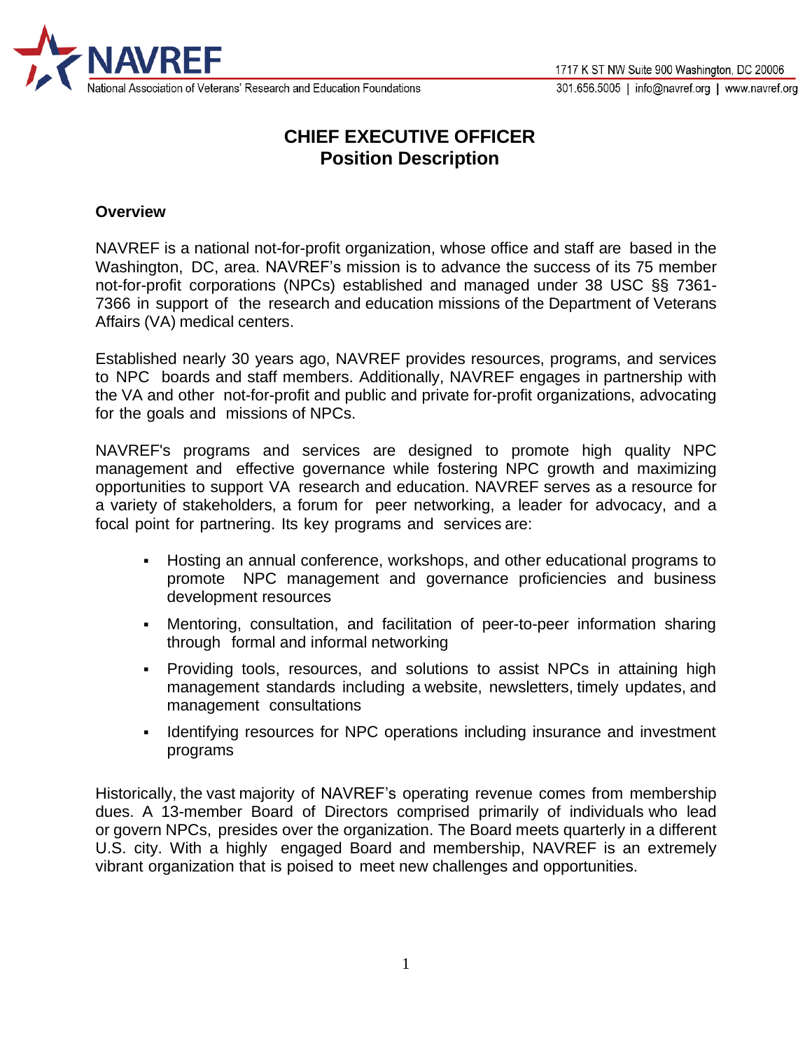# CHIEF EXECUTIVE OFFICER
## Position Description

### Overview

NAVREF is a national not-for-profit organization, whose office and staff are based in the Washington, DC, area. NAVREF's mission is to advance the success of its 75 member not-for-profit corporations (NPCs) established and managed under 38 USC §§ 7361-7366 in support of the research and education missions of the Department of Veterans Affairs (VA) medical centers.

Established nearly 30 years ago, NAVREF provides resources, programs, and services to NPC boards and staff members. Additionally, NAVREF engages in partnership with the VA and other not-for-profit and public and private for-profit organizations, advocating for the goals and missions of NPCs.

NAVREF's programs and services are designed to promote high quality NPC management and effective governance while fostering NPC growth and maximizing opportunities to support VA research and education. NAVREF serves as a resource for a variety of stakeholders, a forum for peer networking, a leader for advocacy, and a focal point for partnering. Its key programs and services are:

- Hosting an annual conference, workshops, and other educational programs to promote NPC management and governance proficiencies and business development resources
- Mentoring, consultation, and facilitation of peer-to-peer information sharing through formal and informal networking
- Providing tools, resources, and solutions to assist NPCs in attaining high management standards including a website, newsletters, timely updates, and management consultations
- Identifying resources for NPC operations including insurance and investment programs

Historically, the vast majority of NAVREF's operating revenue comes from membership dues. A 13-member Board of Directors comprised primarily of individuals who lead or govern NPCs, presides over the organization. The Board meets quarterly in a different U.S. city. With a highly engaged Board and membership, NAVREF is an extremely vibrant organization that is poised to meet new challenges and opportunities.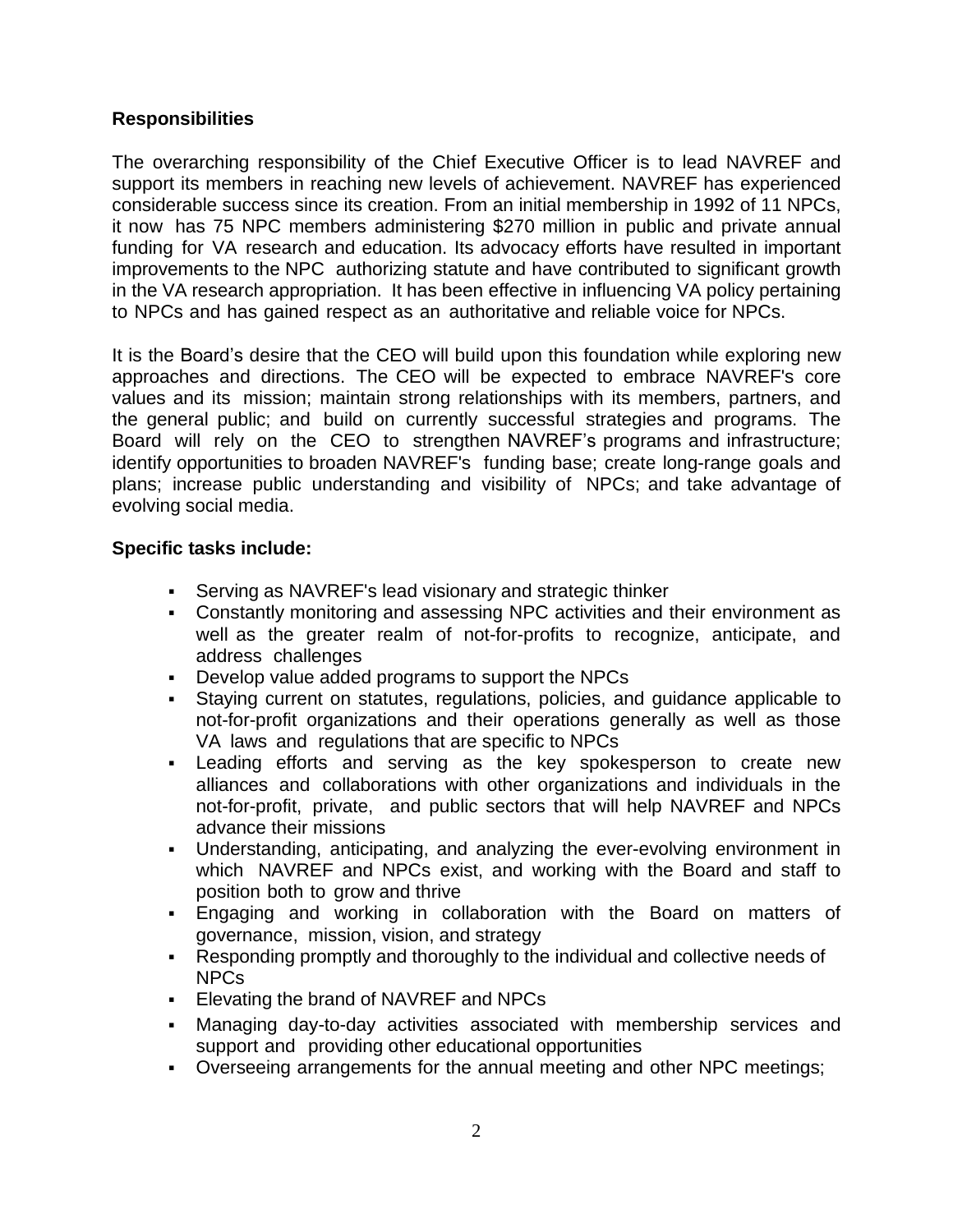**Responsibilities**

The overarching responsibility of the Chief Executive Officer is to lead NAVREF and support its members in reaching new levels of achievement. NAVREF has experienced considerable success since its creation. From an initial membership in 1992 of 11 NPCs, it now has 75 NPC members administering $270 million in public and private annual funding for VA research and education. Its advocacy efforts have resulted in important improvements to the NPC authorizing statute and have contributed to significant growth in the VA research appropriation. It has been effective in influencing VA policy pertaining to NPCs and has gained respect as an authoritative and reliable voice for NPCs.

It is the Board's desire that the CEO will build upon this foundation while exploring new approaches and directions. The CEO will be expected to embrace NAVREF's core values and its mission; maintain strong relationships with its members, partners, and the general public; and build on currently successful strategies and programs. The Board will rely on the CEO to strengthen NAVREF's programs and infrastructure; identify opportunities to broaden NAVREF's funding base; create long-range goals and plans; increase public understanding and visibility of NPCs; and take advantage of evolving social media.

**Specific tasks include:**

- Serving as NAVREF's lead visionary and strategic thinker
- Constantly monitoring and assessing NPC activities and their environment as well as the greater realm of not-for-profits to recognize, anticipate, and address challenges
- Develop value added programs to support the NPCs
- Staying current on statutes, regulations, policies, and guidance applicable to not-for-profit organizations and their operations generally as well as those VA laws and regulations that are specific to NPCs
- Leading efforts and serving as the key spokesperson to create new alliances and collaborations with other organizations and individuals in the not-for-profit, private, and public sectors that will help NAVREF and NPCs advance their missions
- Understanding, anticipating, and analyzing the ever-evolving environment in which NAVREF and NPCs exist, and working with the Board and staff to position both to grow and thrive
- Engaging and working in collaboration with the Board on matters of governance, mission, vision, and strategy
- Responding promptly and thoroughly to the individual and collective needs of NPCs
- Elevating the brand of NAVREF and NPCs
- Managing day-to-day activities associated with membership services and support and providing other educational opportunities
- Overseeing arrangements for the annual meeting and other NPC meetings;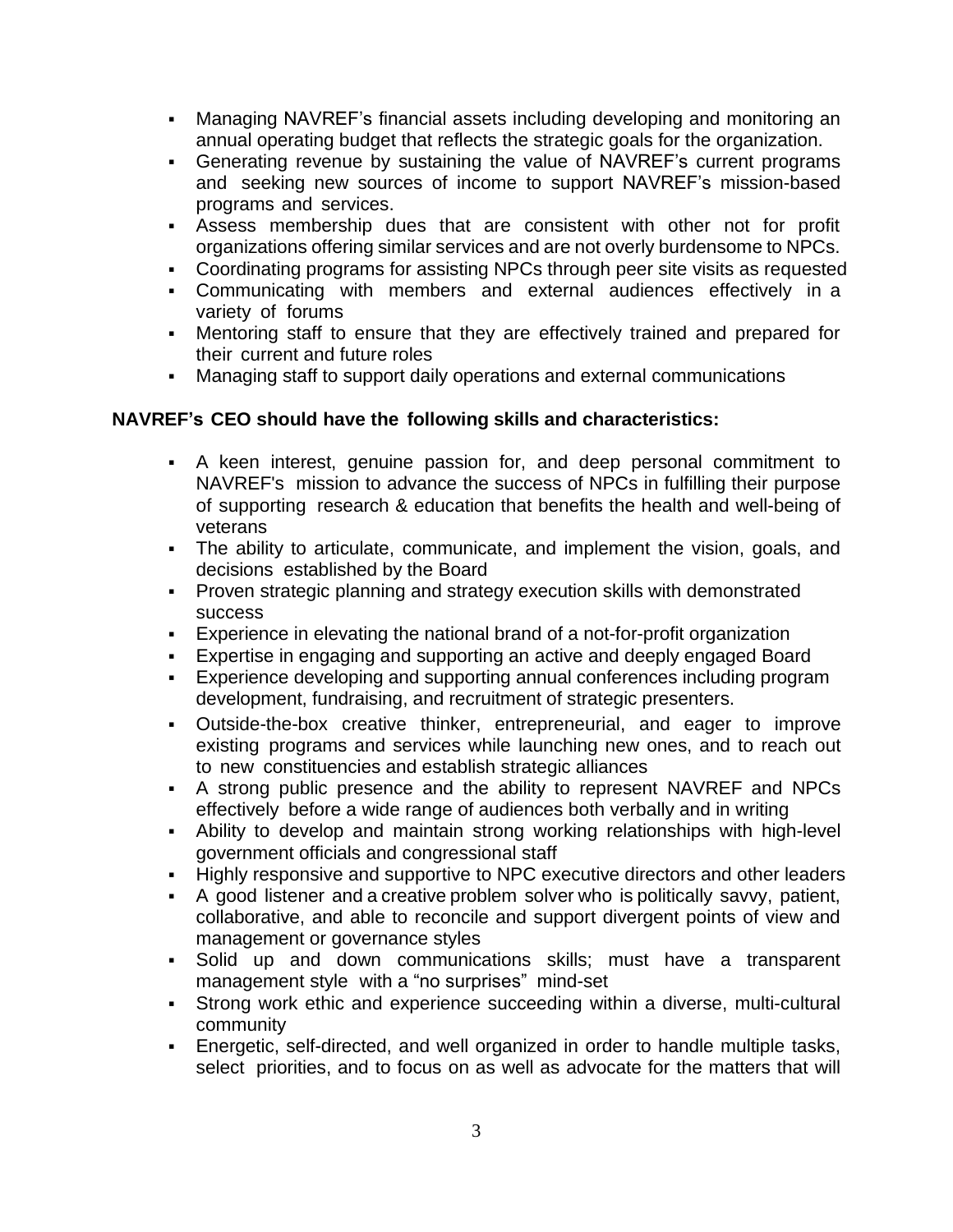- Managing NAVREF's financial assets including developing and monitoring an annual operating budget that reflects the strategic goals for the organization.
- Generating revenue by sustaining the value of NAVREF's current programs and seeking new sources of income to support NAVREF's mission-based programs and services.
- Assess membership dues that are consistent with other not for profit organizations offering similar services and are not overly burdensome to NPCs.
- Coordinating programs for assisting NPCs through peer site visits as requested
- Communicating with members and external audiences effectively in a variety of forums
- Mentoring staff to ensure that they are effectively trained and prepared for their current and future roles
- Managing staff to support daily operations and external communications

**NAVREF's CEO should have the following skills and characteristics:**

- A keen interest, genuine passion for, and deep personal commitment to NAVREF's mission to advance the success of NPCs in fulfilling their purpose of supporting research & education that benefits the health and well-being of veterans
- The ability to articulate, communicate, and implement the vision, goals, and decisions established by the Board
- Proven strategic planning and strategy execution skills with demonstrated success
- Experience in elevating the national brand of a not-for-profit organization
- Expertise in engaging and supporting an active and deeply engaged Board
- Experience developing and supporting annual conferences including program development, fundraising, and recruitment of strategic presenters.
- Outside-the-box creative thinker, entrepreneurial, and eager to improve existing programs and services while launching new ones, and to reach out to new constituencies and establish strategic alliances
- A strong public presence and the ability to represent NAVREF and NPCs effectively before a wide range of audiences both verbally and in writing
- Ability to develop and maintain strong working relationships with high-level government officials and congressional staff
- Highly responsive and supportive to NPC executive directors and other leaders
- A good listener and a creative problem solver who is politically savvy, patient, collaborative, and able to reconcile and support divergent points of view and management or governance styles
- Solid up and down communications skills; must have a transparent management style with a "no surprises" mind-set
- Strong work ethic and experience succeeding within a diverse, multi-cultural community
- Energetic, self-directed, and well organized in order to handle multiple tasks, select priorities, and to focus on as well as advocate for the matters that will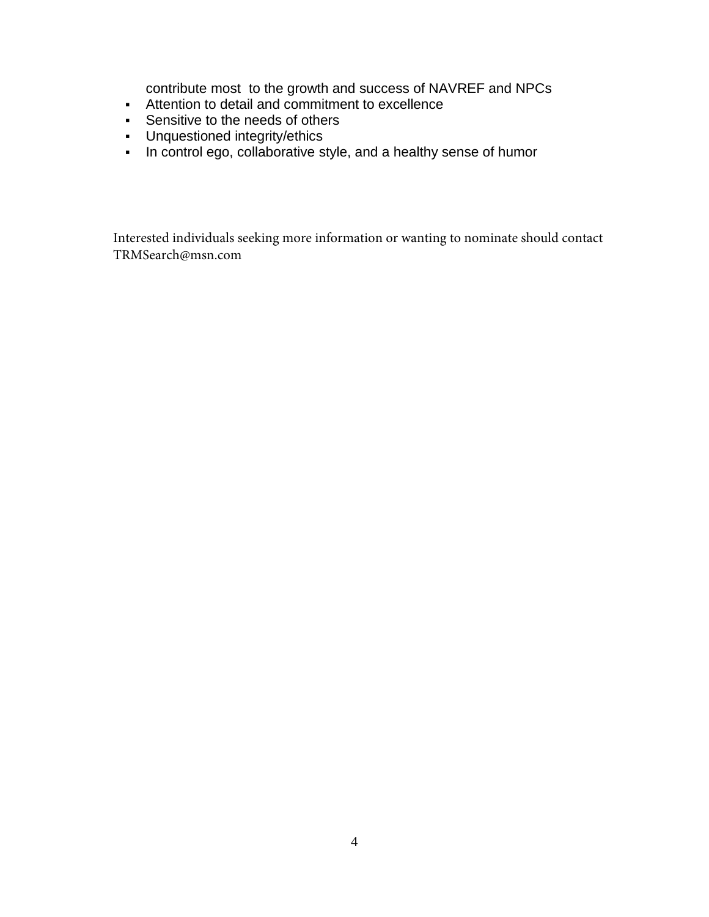contribute most  to the growth and success of NAVREF and NPCs

- Attention to detail and commitment to excellence
- Sensitive to the needs of others
- Unquestioned integrity/ethics
- In control ego, collaborative style, and a healthy sense of humor

Interested individuals seeking more information or wanting to nominate should contact TRMSearch@msn.com